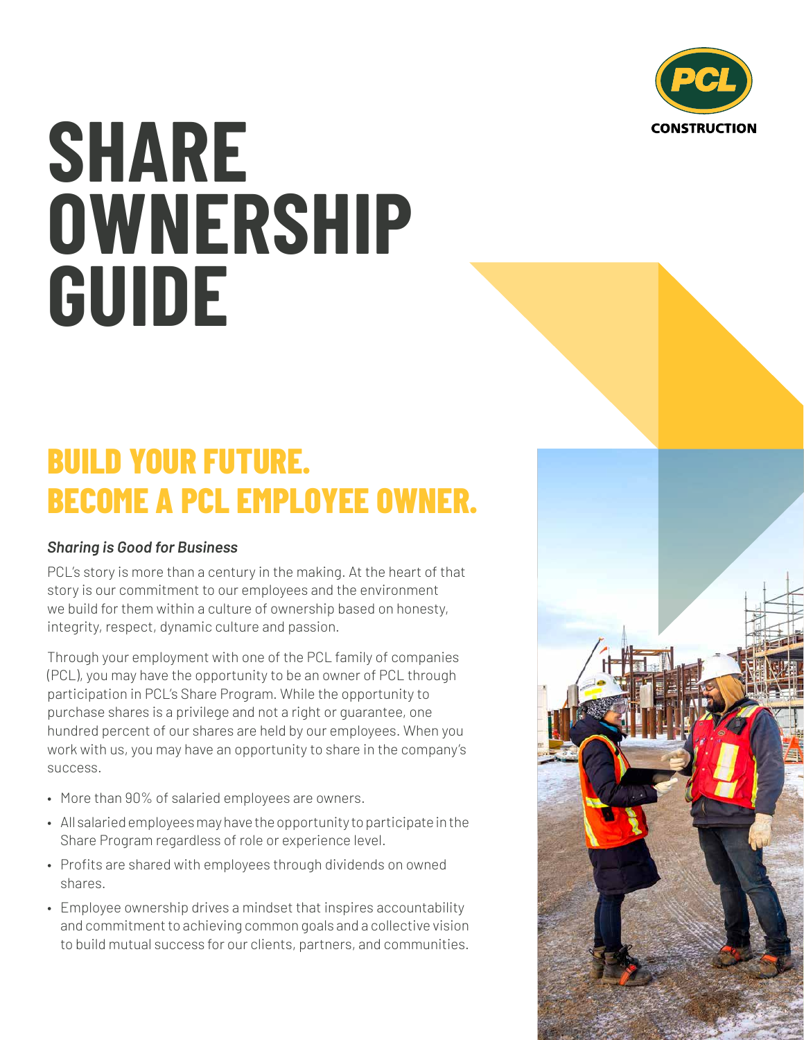# SHARE OWNERSHIP GUIDE

## BUILD YOUR FUTURE. BECOME A PCL EMPLOYEE OWNER.

### *Sharing is Good for Business*

PCL's story is more than a century in the making. At the heart of that story is our commitment to our employees and the environment we build for them within a culture of ownership based on honesty, integrity, respect, dynamic culture and passion.

Through your employment with one of the PCL family of companies (PCL), you may have the opportunity to be an owner of PCL through participation in PCL's Share Program. While the opportunity to purchase shares is a privilege and not a right or guarantee, one hundred percent of our shares are held by our employees. When you work with us, you may have an opportunity to share in the company's success.

- More than 90% of salaried employees are owners.
- All salaried employees may have the opportunity to participate in the Share Program regardless of role or experience level.
- Profits are shared with employees through dividends on owned shares.
- Employee ownership drives a mindset that inspires accountability and commitment to achieving common goals and a collective vision to build mutual success for our clients, partners, and communities.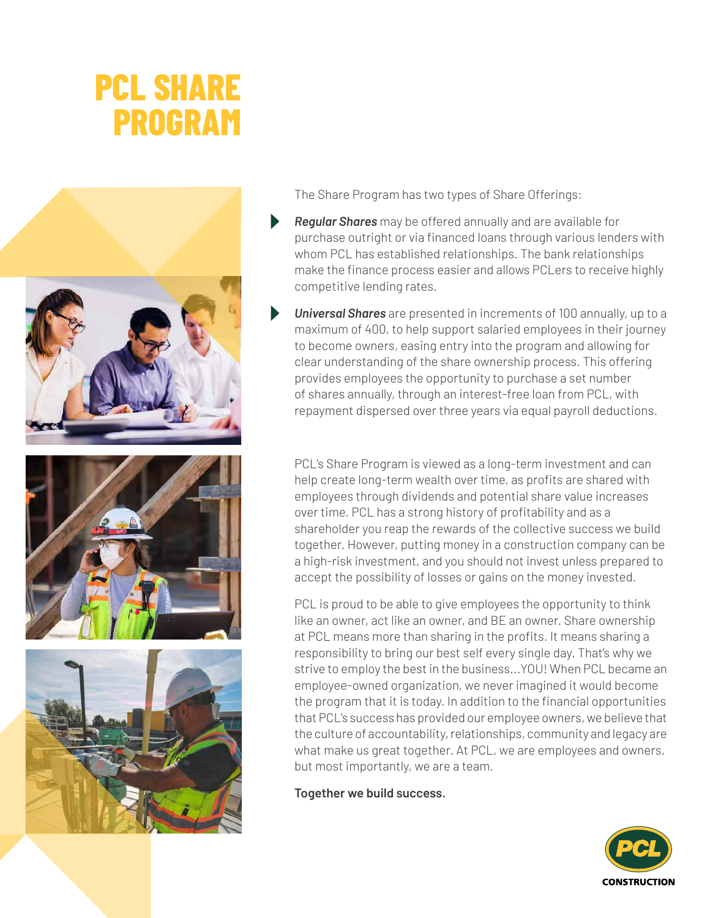# PCL SHARE PROGRAM

The Share Program has two types of Share Offerings:

- ***Regular Shares*** may be offered annually and are available for purchase outright or via financed loans through various lenders with whom PCL has established relationships. The bank relationships make the finance process easier and allows PCLers to receive highly competitive lending rates.
- ***Universal Shares*** are presented in increments of 100 annually, up to a maximum of 400, to help support salaried employees in their journey to become owners, easing entry into the program and allowing for clear understanding of the share ownership process. This offering provides employees the opportunity to purchase a set number of shares annually, through an interest-free loan from PCL, with repayment dispersed over three years via equal payroll deductions.

PCL's Share Program is viewed as a long-term investment and can help create long-term wealth over time, as profits are shared with employees through dividends and potential share value increases over time. PCL has a strong history of profitability and as a shareholder you reap the rewards of the collective success we build together. However, putting money in a construction company can be a high-risk investment, and you should not invest unless prepared to accept the possibility of losses or gains on the money invested.

PCL is proud to be able to give employees the opportunity to think like an owner, act like an owner, and BE an owner. Share ownership at PCL means more than sharing in the profits. It means sharing a responsibility to bring our best self every single day. That's why we strive to employ the best in the business...YOU! When PCL became an employee-owned organization, we never imagined it would become the program that it is today. In addition to the financial opportunities that PCL's success has provided our employee owners, we believe that the culture of accountability, relationships, community and legacy are what make us great together. At PCL, we are employees and owners, but most importantly, we are a team.

**Together we build success.**

PCL CONSTRUCTION